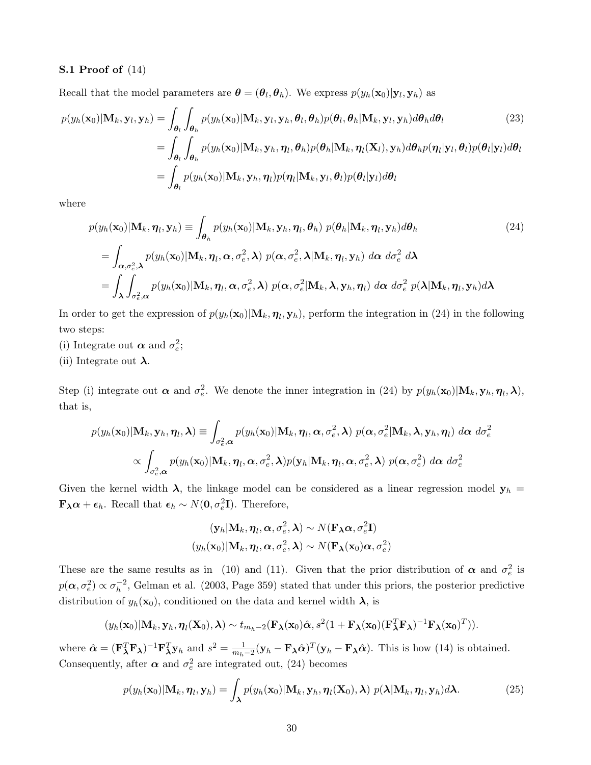**S.1 Proof of** (14)

Recall that the model parameters are $\boldsymbol{\theta} = (\boldsymbol{\theta}_l, \boldsymbol{\theta}_h)$. We express $p(y_h(\mathbf{x}_0)|\mathbf{y}_l, \mathbf{y}_h)$ as

$$
\begin{aligned}
p(y_h(\mathbf{x}_0)|\mathbf{M}_k, \mathbf{y}_l, \mathbf{y}_h) &= \int_{\boldsymbol{\theta}_l} \int_{\boldsymbol{\theta}_h} p(y_h(\mathbf{x}_0)|\mathbf{M}_k, \mathbf{y}_l, \mathbf{y}_h, \boldsymbol{\theta}_l, \boldsymbol{\theta}_h) p(\boldsymbol{\theta}_l, \boldsymbol{\theta}_h|\mathbf{M}_k, \mathbf{y}_l, \mathbf{y}_h) d\boldsymbol{\theta}_h d\boldsymbol{\theta}_l \\
&= \int_{\boldsymbol{\theta}_l} \int_{\boldsymbol{\theta}_h} p(y_h(\mathbf{x}_0)|\mathbf{M}_k, \mathbf{y}_h, \boldsymbol{\eta}_l, \boldsymbol{\theta}_h) p(\boldsymbol{\theta}_h|\mathbf{M}_k, \boldsymbol{\eta}_l(\mathbf{X}_l), \mathbf{y}_h) d\boldsymbol{\theta}_h p(\boldsymbol{\eta}_l|\mathbf{y}_l, \boldsymbol{\theta}_l) p(\boldsymbol{\theta}_l|\mathbf{y}_l) d\boldsymbol{\theta}_l \\
&= \int_{\boldsymbol{\theta}_l} p(y_h(\mathbf{x}_0)|\mathbf{M}_k, \mathbf{y}_h, \boldsymbol{\eta}_l) p(\boldsymbol{\eta}_l|\mathbf{M}_k, \mathbf{y}_l, \boldsymbol{\theta}_l) p(\boldsymbol{\theta}_l|\mathbf{y}_l) d\boldsymbol{\theta}_l
\end{aligned}
\tag{23}
$$

where

$$
\begin{aligned}
& p(y_h(\mathbf{x}_0)|\mathbf{M}_k, \boldsymbol{\eta}_l, \mathbf{y}_h) \equiv \int_{\boldsymbol{\theta}_h} p(y_h(\mathbf{x}_0)|\mathbf{M}_k, \mathbf{y}_h, \boldsymbol{\eta}_l, \boldsymbol{\theta}_h)\ p(\boldsymbol{\theta}_h|\mathbf{M}_k, \boldsymbol{\eta}_l, \mathbf{y}_h) d\boldsymbol{\theta}_h \\
&= \int_{\boldsymbol{\alpha}, \sigma_e^2, \boldsymbol{\lambda}} p(y_h(\mathbf{x}_0)|\mathbf{M}_k, \boldsymbol{\eta}_l, \boldsymbol{\alpha}, \sigma_e^2, \boldsymbol{\lambda})\ p(\boldsymbol{\alpha}, \sigma_e^2, \boldsymbol{\lambda}|\mathbf{M}_k, \boldsymbol{\eta}_l, \mathbf{y}_h)\ d\boldsymbol{\alpha}\ d\sigma_e^2\ d\boldsymbol{\lambda} \\
&= \int_{\boldsymbol{\lambda}} \int_{\sigma_e^2, \boldsymbol{\alpha}} p(y_h(\mathbf{x}_0)|\mathbf{M}_k, \boldsymbol{\eta}_l, \boldsymbol{\alpha}, \sigma_e^2, \boldsymbol{\lambda})\ p(\boldsymbol{\alpha}, \sigma_e^2|\mathbf{M}_k, \boldsymbol{\lambda}, \mathbf{y}_h, \boldsymbol{\eta}_l)\ d\boldsymbol{\alpha}\ d\sigma_e^2\ p(\boldsymbol{\lambda}|\mathbf{M}_k, \boldsymbol{\eta}_l, \mathbf{y}_h) d\boldsymbol{\lambda}
\end{aligned}
\tag{24}
$$

In order to get the expression of $p(y_h(\mathbf{x}_0)|\mathbf{M}_k, \boldsymbol{\eta}_l, \mathbf{y}_h)$, perform the integration in (24) in the following two steps:
(i) Integrate out $\boldsymbol{\alpha}$ and $\sigma_e^2$;
(ii) Integrate out $\boldsymbol{\lambda}$.

Step (i) integrate out $\boldsymbol{\alpha}$ and $\sigma_e^2$. We denote the inner integration in (24) by $p(y_h(\mathbf{x}_0)|\mathbf{M}_k, \mathbf{y}_h, \boldsymbol{\eta}_l, \boldsymbol{\lambda})$, that is,

$$
\begin{aligned}
p(y_h(\mathbf{x}_0)|\mathbf{M}_k, \mathbf{y}_h, \boldsymbol{\eta}_l, \boldsymbol{\lambda}) &\equiv \int_{\sigma_e^2, \boldsymbol{\alpha}} p(y_h(\mathbf{x}_0)|\mathbf{M}_k, \boldsymbol{\eta}_l, \boldsymbol{\alpha}, \sigma_e^2, \boldsymbol{\lambda})\ p(\boldsymbol{\alpha}, \sigma_e^2|\mathbf{M}_k, \boldsymbol{\lambda}, \mathbf{y}_h, \boldsymbol{\eta}_l)\ d\boldsymbol{\alpha}\ d\sigma_e^2 \\
&\propto \int_{\sigma_e^2, \boldsymbol{\alpha}} p(y_h(\mathbf{x}_0)|\mathbf{M}_k, \boldsymbol{\eta}_l, \boldsymbol{\alpha}, \sigma_e^2, \boldsymbol{\lambda}) p(\mathbf{y}_h|\mathbf{M}_k, \boldsymbol{\eta}_l, \boldsymbol{\alpha}, \sigma_e^2, \boldsymbol{\lambda})\ p(\boldsymbol{\alpha}, \sigma_e^2)\ d\boldsymbol{\alpha}\ d\sigma_e^2
\end{aligned}
$$

Given the kernel width $\boldsymbol{\lambda}$, the linkage model can be considered as a linear regression model $\mathbf{y}_h = \mathbf{F}_{\boldsymbol{\lambda}} \boldsymbol{\alpha} + \boldsymbol{\epsilon}_h$. Recall that $\boldsymbol{\epsilon}_h \sim N(\mathbf{0}, \sigma_e^2 \mathbf{I})$. Therefore,

$$
\begin{aligned}
(\mathbf{y}_h|\mathbf{M}_k, \boldsymbol{\eta}_l, \boldsymbol{\alpha}, \sigma_e^2, \boldsymbol{\lambda}) &\sim N(\mathbf{F}_{\boldsymbol{\lambda}} \boldsymbol{\alpha}, \sigma_e^2 \mathbf{I}) \\
(y_h(\mathbf{x}_0)|\mathbf{M}_k, \boldsymbol{\eta}_l, \boldsymbol{\alpha}, \sigma_e^2, \boldsymbol{\lambda}) &\sim N(\mathbf{F}_{\boldsymbol{\lambda}}(\mathbf{x}_0) \boldsymbol{\alpha}, \sigma_e^2)
\end{aligned}
$$

These are the same results as in (10) and (11). Given that the prior distribution of $\boldsymbol{\alpha}$ and $\sigma_e^2$ is $p(\boldsymbol{\alpha}, \sigma_e^2) \propto \sigma_h^{-2}$, Gelman et al. (2003, Page 359) stated that under this priors, the posterior predictive distribution of $y_h(\mathbf{x}_0)$, conditioned on the data and kernel width $\boldsymbol{\lambda}$, is

$$
(y_h(\mathbf{x}_0)|\mathbf{M}_k, \mathbf{y}_h, \boldsymbol{\eta}_l(\mathbf{X}_0), \boldsymbol{\lambda}) \sim t_{m_h-2}(\mathbf{F}_{\boldsymbol{\lambda}}(\mathbf{x}_0)\hat{\boldsymbol{\alpha}}, s^2(1 + \mathbf{F}_{\boldsymbol{\lambda}}(\mathbf{x}_0)(\mathbf{F}_{\boldsymbol{\lambda}}^T \mathbf{F}_{\boldsymbol{\lambda}})^{-1} \mathbf{F}_{\boldsymbol{\lambda}}(\mathbf{x}_0)^T)).
$$

where $\hat{\boldsymbol{\alpha}} = (\mathbf{F}_{\boldsymbol{\lambda}}^T \mathbf{F}_{\boldsymbol{\lambda}})^{-1} \mathbf{F}_{\boldsymbol{\lambda}}^T \mathbf{y}_h$ and $s^2 = \frac{1}{m_h - 2}(\mathbf{y}_h - \mathbf{F}_{\boldsymbol{\lambda}}\hat{\boldsymbol{\alpha}})^T(\mathbf{y}_h - \mathbf{F}_{\boldsymbol{\lambda}}\hat{\boldsymbol{\alpha}})$. This is how (14) is obtained. Consequently, after $\boldsymbol{\alpha}$ and $\sigma_e^2$ are integrated out, (24) becomes

$$
p(y_h(\mathbf{x}_0)|\mathbf{M}_k, \boldsymbol{\eta}_l, \mathbf{y}_h) = \int_{\boldsymbol{\lambda}} p(y_h(\mathbf{x}_0)|\mathbf{M}_k, \mathbf{y}_h, \boldsymbol{\eta}_l(\mathbf{X}_0), \boldsymbol{\lambda})\ p(\boldsymbol{\lambda}|\mathbf{M}_k, \boldsymbol{\eta}_l, \mathbf{y}_h) d\boldsymbol{\lambda}. \tag{25}
$$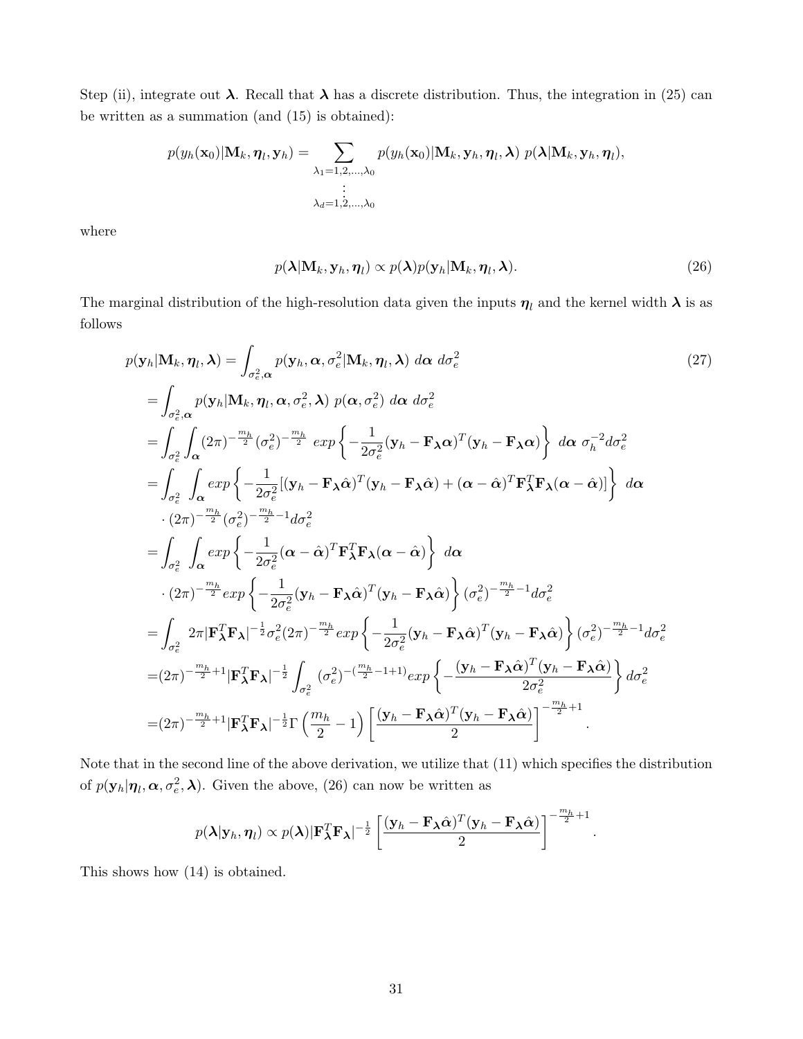Step (ii), integrate out $\boldsymbol{\lambda}$. Recall that $\boldsymbol{\lambda}$ has a discrete distribution. Thus, the integration in (25) can be written as a summation (and (15) is obtained):

$$
p(y_h(\mathbf{x}_0)|\mathbf{M}_k, \boldsymbol{\eta}_l, \mathbf{y}_h) = \sum_{\substack{\lambda_1=1,2,\ldots,\lambda_0 \\ \vdots \\ \lambda_d=1,2,\ldots,\lambda_0}} p(y_h(\mathbf{x}_0)|\mathbf{M}_k, \mathbf{y}_h, \boldsymbol{\eta}_l, \boldsymbol{\lambda})\ p(\boldsymbol{\lambda}|\mathbf{M}_k, \mathbf{y}_h, \boldsymbol{\eta}_l),
$$

where

$$
p(\boldsymbol{\lambda}|\mathbf{M}_k, \mathbf{y}_h, \boldsymbol{\eta}_l) \propto p(\boldsymbol{\lambda}) p(\mathbf{y}_h|\mathbf{M}_k, \boldsymbol{\eta}_l, \boldsymbol{\lambda}). \tag{26}
$$

The marginal distribution of the high-resolution data given the inputs $\boldsymbol{\eta}_l$ and the kernel width $\boldsymbol{\lambda}$ is as follows

$$
\begin{aligned}
p(\mathbf{y}_h|\mathbf{M}_k, \boldsymbol{\eta}_l, \boldsymbol{\lambda}) &= \int_{\sigma_e^2, \boldsymbol{\alpha}} p(\mathbf{y}_h, \boldsymbol{\alpha}, \sigma_e^2|\mathbf{M}_k, \boldsymbol{\eta}_l, \boldsymbol{\lambda})\ d\boldsymbol{\alpha}\ d\sigma_e^2 \qquad (27)\\
&= \int_{\sigma_e^2, \boldsymbol{\alpha}} p(\mathbf{y}_h|\mathbf{M}_k, \boldsymbol{\eta}_l, \boldsymbol{\alpha}, \sigma_e^2, \boldsymbol{\lambda})\ p(\boldsymbol{\alpha}, \sigma_e^2)\ d\boldsymbol{\alpha}\ d\sigma_e^2 \\
&= \int_{\sigma_e^2} \int_{\boldsymbol{\alpha}} (2\pi)^{-\frac{m_h}{2}} (\sigma_e^2)^{-\frac{m_h}{2}}\ exp\left\{ -\frac{1}{2\sigma_e^2} (\mathbf{y}_h - \mathbf{F}_{\boldsymbol{\lambda}} \boldsymbol{\alpha})^T (\mathbf{y}_h - \mathbf{F}_{\boldsymbol{\lambda}} \boldsymbol{\alpha}) \right\}\ d\boldsymbol{\alpha}\ \sigma_h^{-2} d\sigma_e^2 \\
&= \int_{\sigma_e^2} \int_{\boldsymbol{\alpha}} exp\left\{ -\frac{1}{2\sigma_e^2} [(\mathbf{y}_h - \mathbf{F}_{\boldsymbol{\lambda}} \hat{\boldsymbol{\alpha}})^T (\mathbf{y}_h - \mathbf{F}_{\boldsymbol{\lambda}} \hat{\boldsymbol{\alpha}}) + (\boldsymbol{\alpha} - \hat{\boldsymbol{\alpha}})^T \mathbf{F}_{\boldsymbol{\lambda}}^T \mathbf{F}_{\boldsymbol{\lambda}} (\boldsymbol{\alpha} - \hat{\boldsymbol{\alpha}})] \right\}\ d\boldsymbol{\alpha} \\
&\quad \cdot (2\pi)^{-\frac{m_h}{2}} (\sigma_e^2)^{-\frac{m_h}{2}-1} d\sigma_e^2 \\
&= \int_{\sigma_e^2} \int_{\boldsymbol{\alpha}} exp\left\{ -\frac{1}{2\sigma_e^2} (\boldsymbol{\alpha} - \hat{\boldsymbol{\alpha}})^T \mathbf{F}_{\boldsymbol{\lambda}}^T \mathbf{F}_{\boldsymbol{\lambda}} (\boldsymbol{\alpha} - \hat{\boldsymbol{\alpha}}) \right\}\ d\boldsymbol{\alpha} \\
&\quad \cdot (2\pi)^{-\frac{m_h}{2}} exp\left\{ -\frac{1}{2\sigma_e^2} (\mathbf{y}_h - \mathbf{F}_{\boldsymbol{\lambda}} \hat{\boldsymbol{\alpha}})^T (\mathbf{y}_h - \mathbf{F}_{\boldsymbol{\lambda}} \hat{\boldsymbol{\alpha}}) \right\} (\sigma_e^2)^{-\frac{m_h}{2}-1} d\sigma_e^2 \\
&= \int_{\sigma_e^2} 2\pi |\mathbf{F}_{\boldsymbol{\lambda}}^T \mathbf{F}_{\boldsymbol{\lambda}}|^{-\frac{1}{2}} \sigma_e^2 (2\pi)^{-\frac{m_h}{2}} exp\left\{ -\frac{1}{2\sigma_e^2} (\mathbf{y}_h - \mathbf{F}_{\boldsymbol{\lambda}} \hat{\boldsymbol{\alpha}})^T (\mathbf{y}_h - \mathbf{F}_{\boldsymbol{\lambda}} \hat{\boldsymbol{\alpha}}) \right\} (\sigma_e^2)^{-\frac{m_h}{2}-1} d\sigma_e^2 \\
&= (2\pi)^{-\frac{m_h}{2}+1} |\mathbf{F}_{\boldsymbol{\lambda}}^T \mathbf{F}_{\boldsymbol{\lambda}}|^{-\frac{1}{2}} \int_{\sigma_e^2} (\sigma_e^2)^{-(\frac{m_h}{2}-1+1)} exp\left\{ -\frac{(\mathbf{y}_h - \mathbf{F}_{\boldsymbol{\lambda}} \hat{\boldsymbol{\alpha}})^T (\mathbf{y}_h - \mathbf{F}_{\boldsymbol{\lambda}} \hat{\boldsymbol{\alpha}})}{2\sigma_e^2} \right\} d\sigma_e^2 \\
&= (2\pi)^{-\frac{m_h}{2}+1} |\mathbf{F}_{\boldsymbol{\lambda}}^T \mathbf{F}_{\boldsymbol{\lambda}}|^{-\frac{1}{2}} \Gamma\left(\frac{m_h}{2} - 1\right) \left[ \frac{(\mathbf{y}_h - \mathbf{F}_{\boldsymbol{\lambda}} \hat{\boldsymbol{\alpha}})^T (\mathbf{y}_h - \mathbf{F}_{\boldsymbol{\lambda}} \hat{\boldsymbol{\alpha}})}{2} \right]^{-\frac{m_h}{2}+1}.
\end{aligned}
$$

Note that in the second line of the above derivation, we utilize that (11) which specifies the distribution of $p(\mathbf{y}_h|\boldsymbol{\eta}_l, \boldsymbol{\alpha}, \sigma_e^2, \boldsymbol{\lambda})$. Given the above, (26) can now be written as

$$
p(\boldsymbol{\lambda}|\mathbf{y}_h, \boldsymbol{\eta}_l) \propto p(\boldsymbol{\lambda}) |\mathbf{F}_{\boldsymbol{\lambda}}^T \mathbf{F}_{\boldsymbol{\lambda}}|^{-\frac{1}{2}} \left[ \frac{(\mathbf{y}_h - \mathbf{F}_{\boldsymbol{\lambda}} \hat{\boldsymbol{\alpha}})^T (\mathbf{y}_h - \mathbf{F}_{\boldsymbol{\lambda}} \hat{\boldsymbol{\alpha}})}{2} \right]^{-\frac{m_h}{2}+1}.
$$

This shows how (14) is obtained.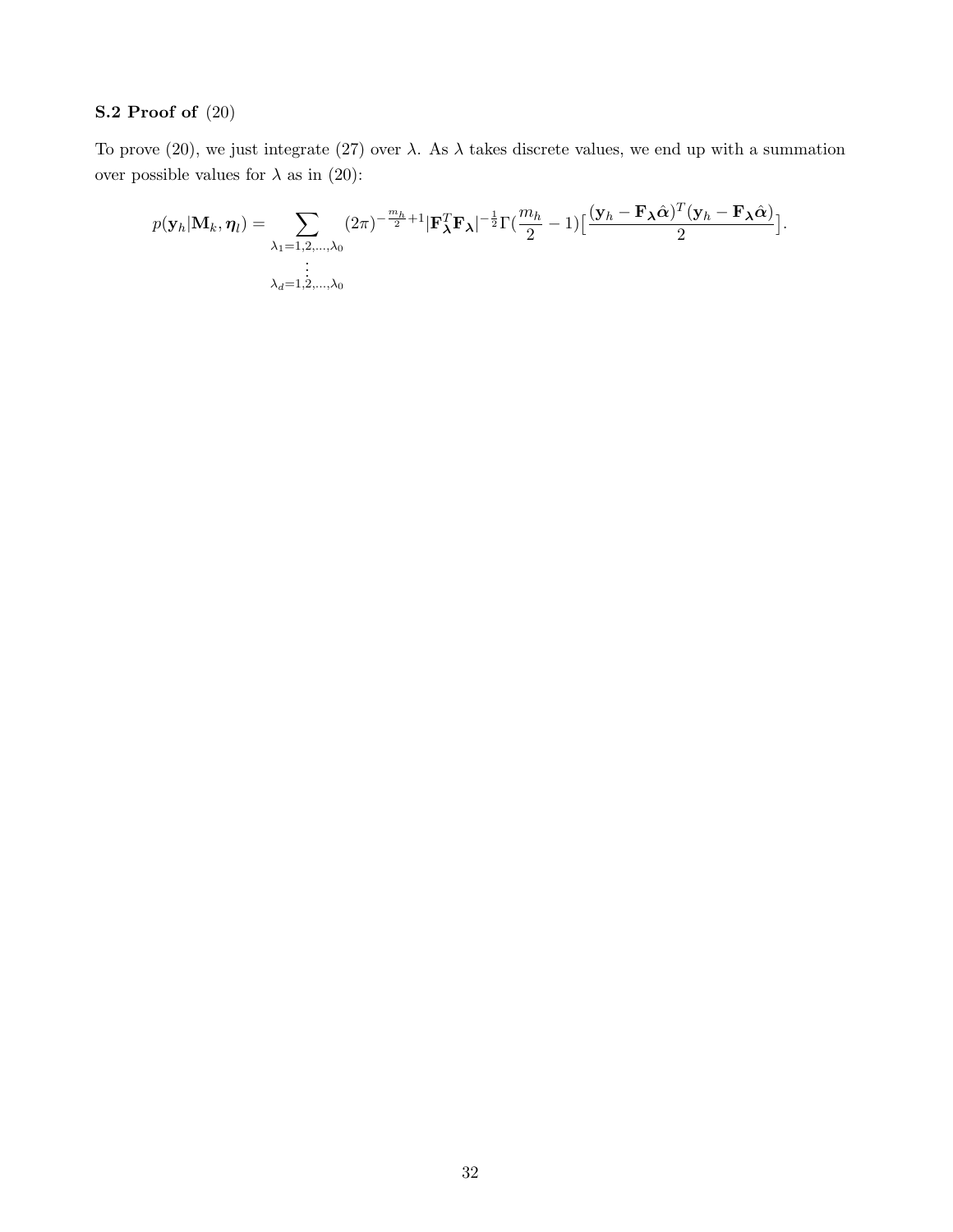### S.2 Proof of (20)

To prove (20), we just integrate (27) over $\lambda$. As $\lambda$ takes discrete values, we end up with a summation over possible values for $\lambda$ as in (20):

$$p(\mathbf{y}_h|\mathbf{M}_k, \boldsymbol{\eta}_l) = \sum_{\substack{\lambda_1=1,2,\ldots,\lambda_0 \\ \vdots \\ \lambda_d=1,2,\ldots,\lambda_0}} (2\pi)^{-\frac{m_h}{2}+1} |\mathbf{F}_{\boldsymbol{\lambda}}^T \mathbf{F}_{\boldsymbol{\lambda}}|^{-\frac{1}{2}} \Gamma(\frac{m_h}{2}-1) \big[\frac{(\mathbf{y}_h - \mathbf{F}_{\boldsymbol{\lambda}}\hat{\boldsymbol{\alpha}})^T(\mathbf{y}_h - \mathbf{F}_{\boldsymbol{\lambda}}\hat{\boldsymbol{\alpha}})}{2}\big].$$